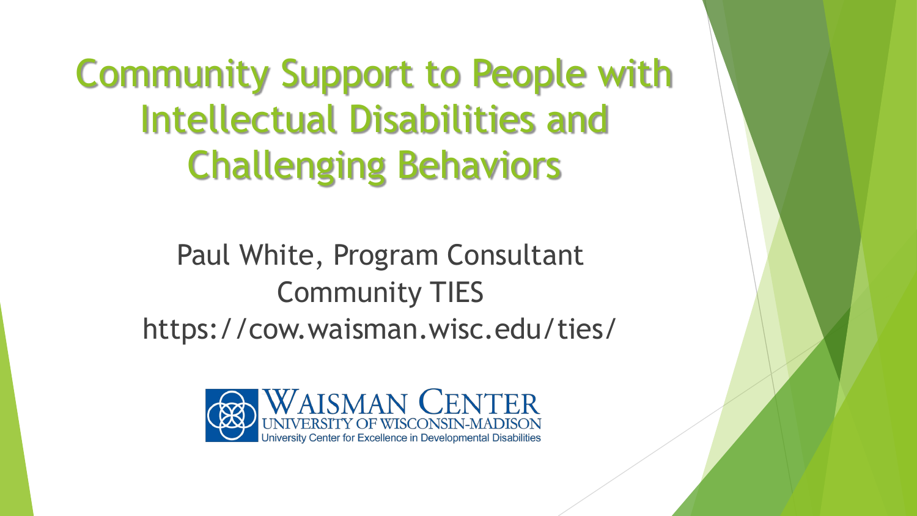# Community Support to People with Intellectual Disabilities and Challenging Behaviors

Paul White, Program Consultant

Community TIES

https://cow.waisman.wisc.edu/ties/

WAISMAN CENTER

UNIVERSITY OF WISCONSIN-MADISON

University Center for Excellence in Developmental Disabilities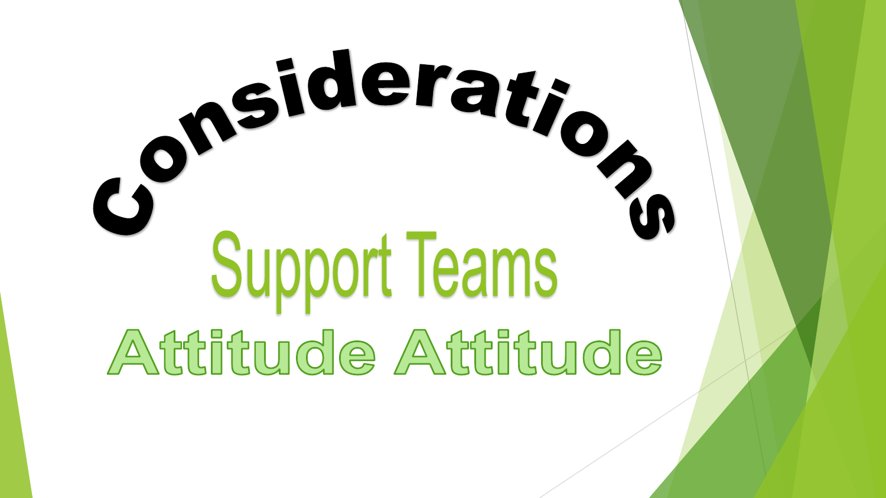# Considerations

## Support Teams

## Attitude Attitude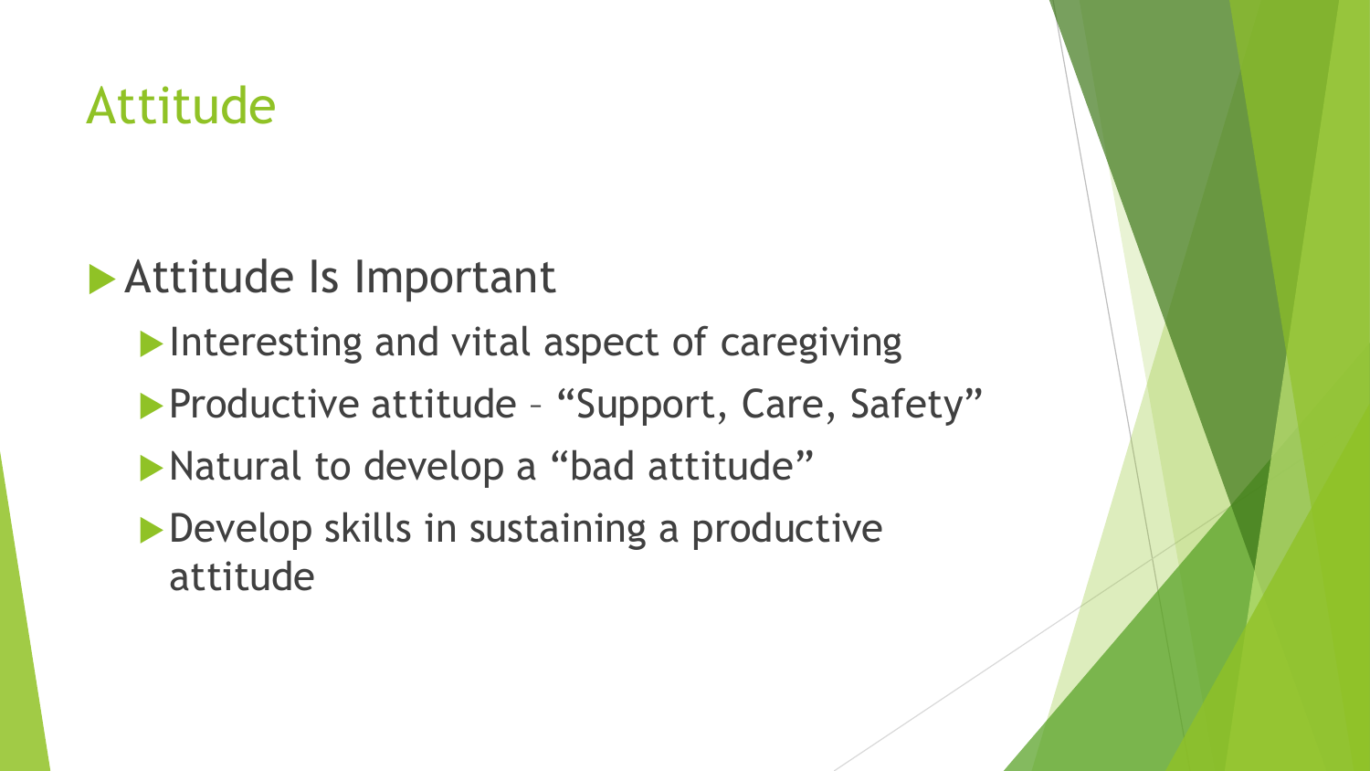# Attitude

- Attitude Is Important
  - Interesting and vital aspect of caregiving
  - Productive attitude – “Support, Care, Safety”
  - Natural to develop a “bad attitude”
  - Develop skills in sustaining a productive attitude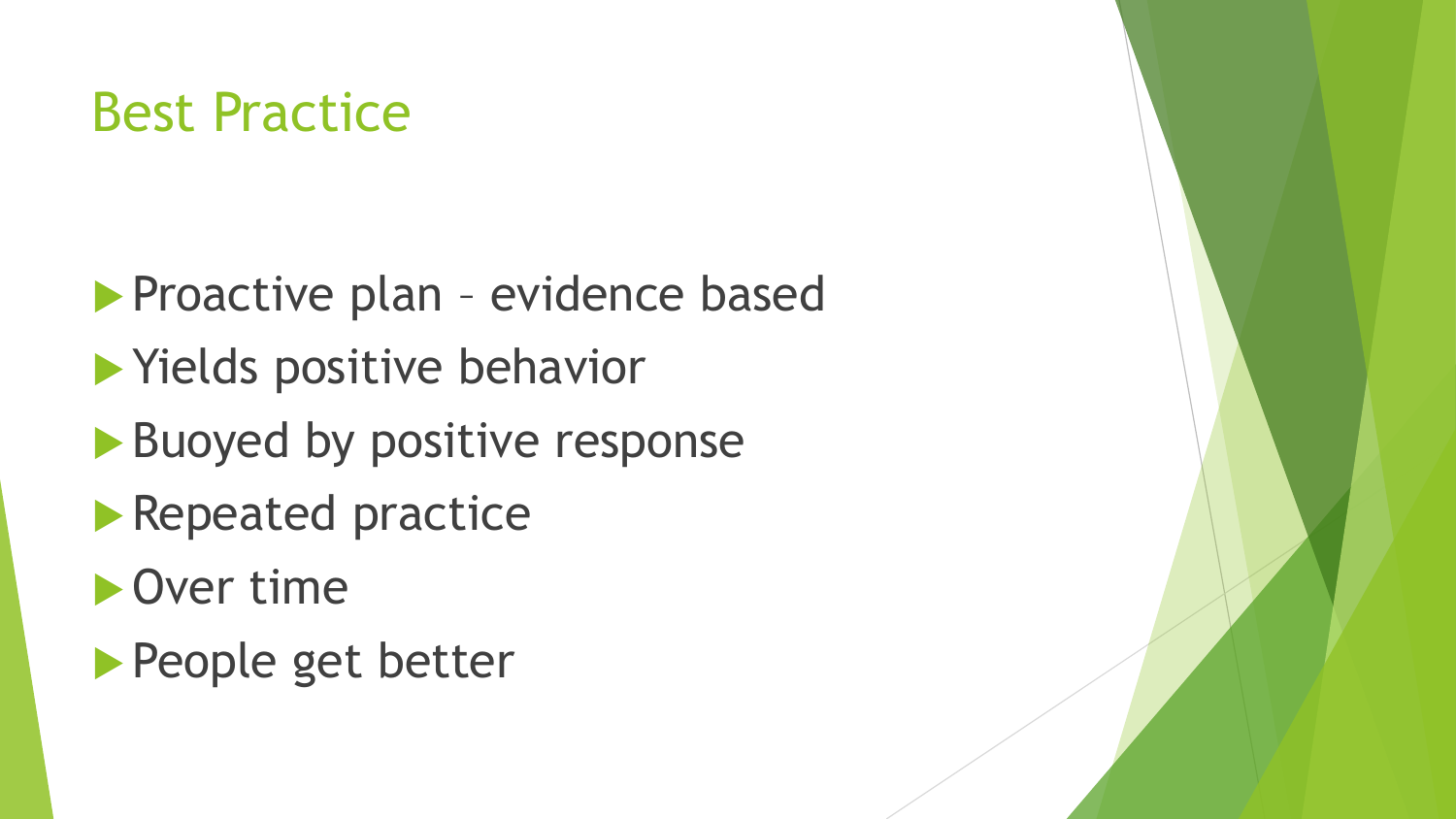# Best Practice

- Proactive plan – evidence based
- Yields positive behavior
- Buoyed by positive response
- Repeated practice
- Over time
- People get better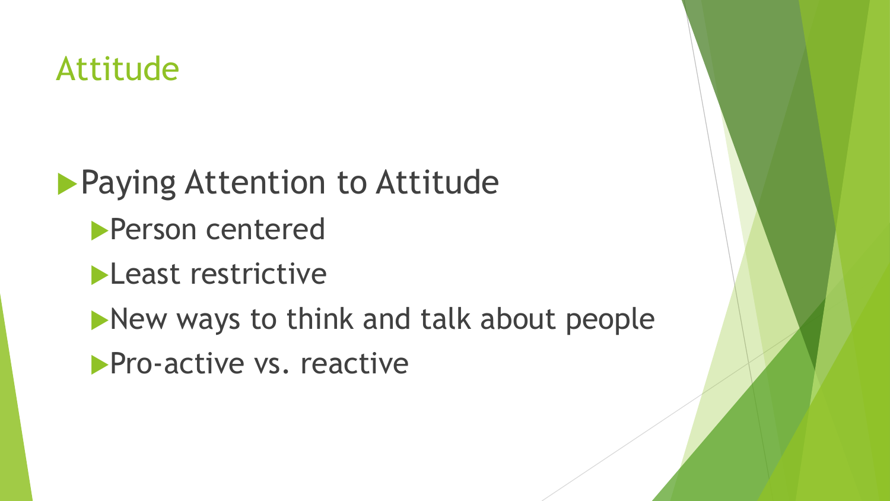# Attitude

- Paying Attention to Attitude
  - Person centered
  - Least restrictive
  - New ways to think and talk about people
  - Pro-active vs. reactive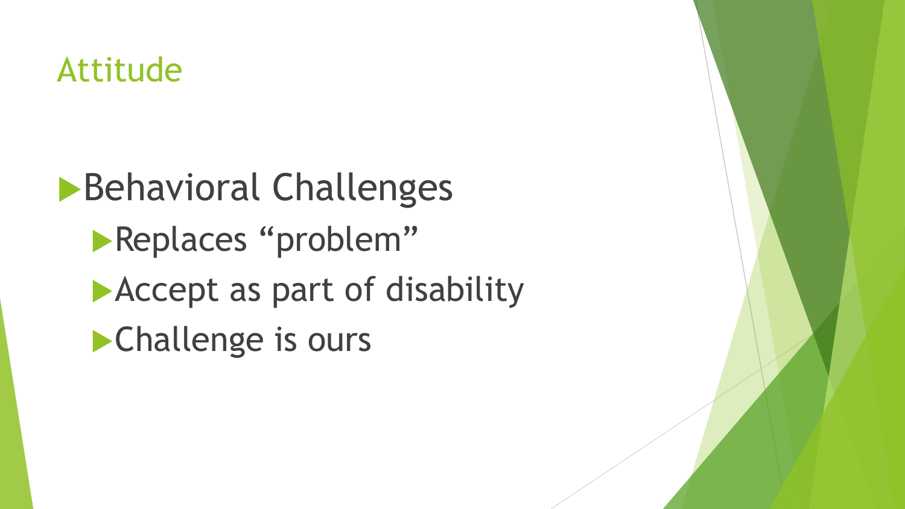# Attitude

- Behavioral Challenges
  - Replaces “problem”
  - Accept as part of disability
  - Challenge is ours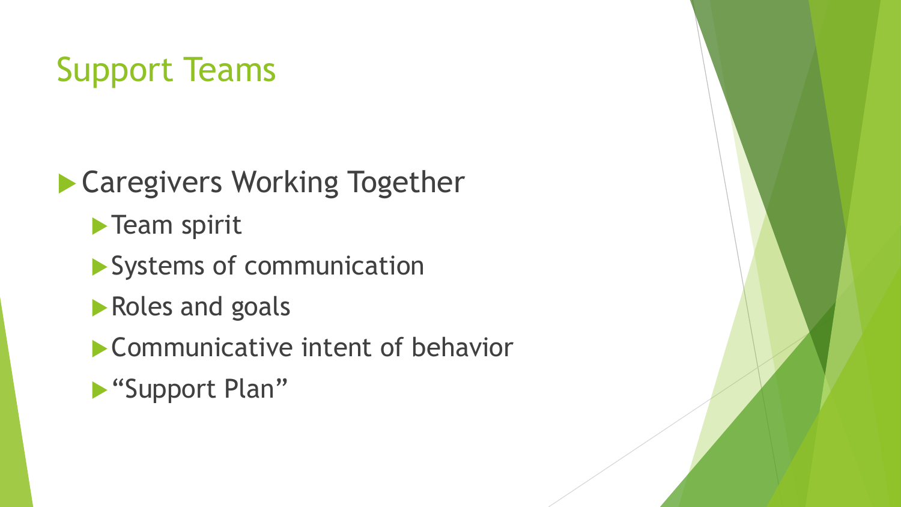# Support Teams

- Caregivers Working Together
  - Team spirit
  - Systems of communication
  - Roles and goals
  - Communicative intent of behavior
  - “Support Plan”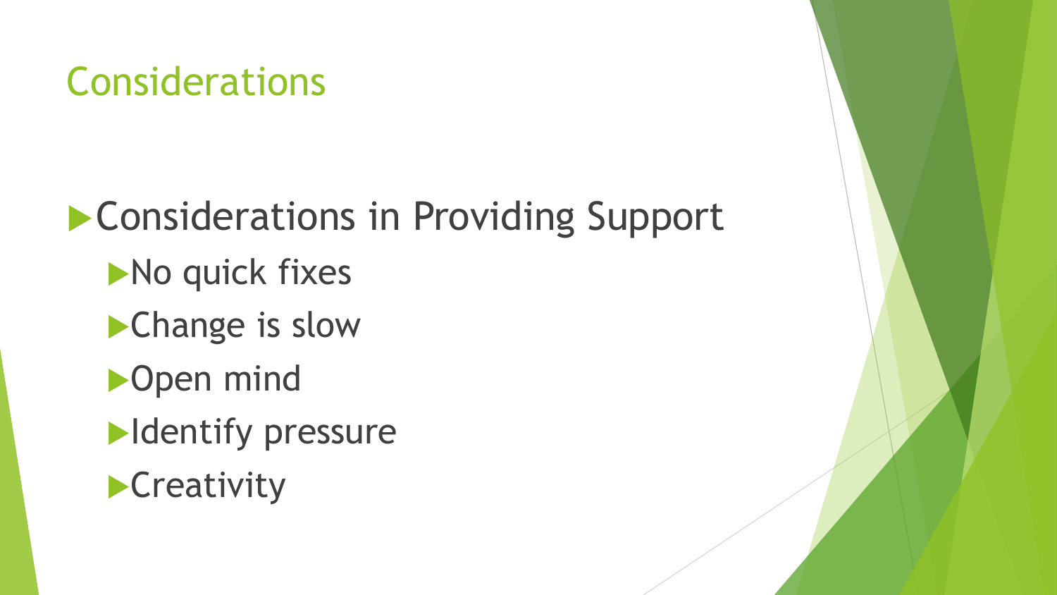# Considerations

- Considerations in Providing Support
  - No quick fixes
  - Change is slow
  - Open mind
  - Identify pressure
  - Creativity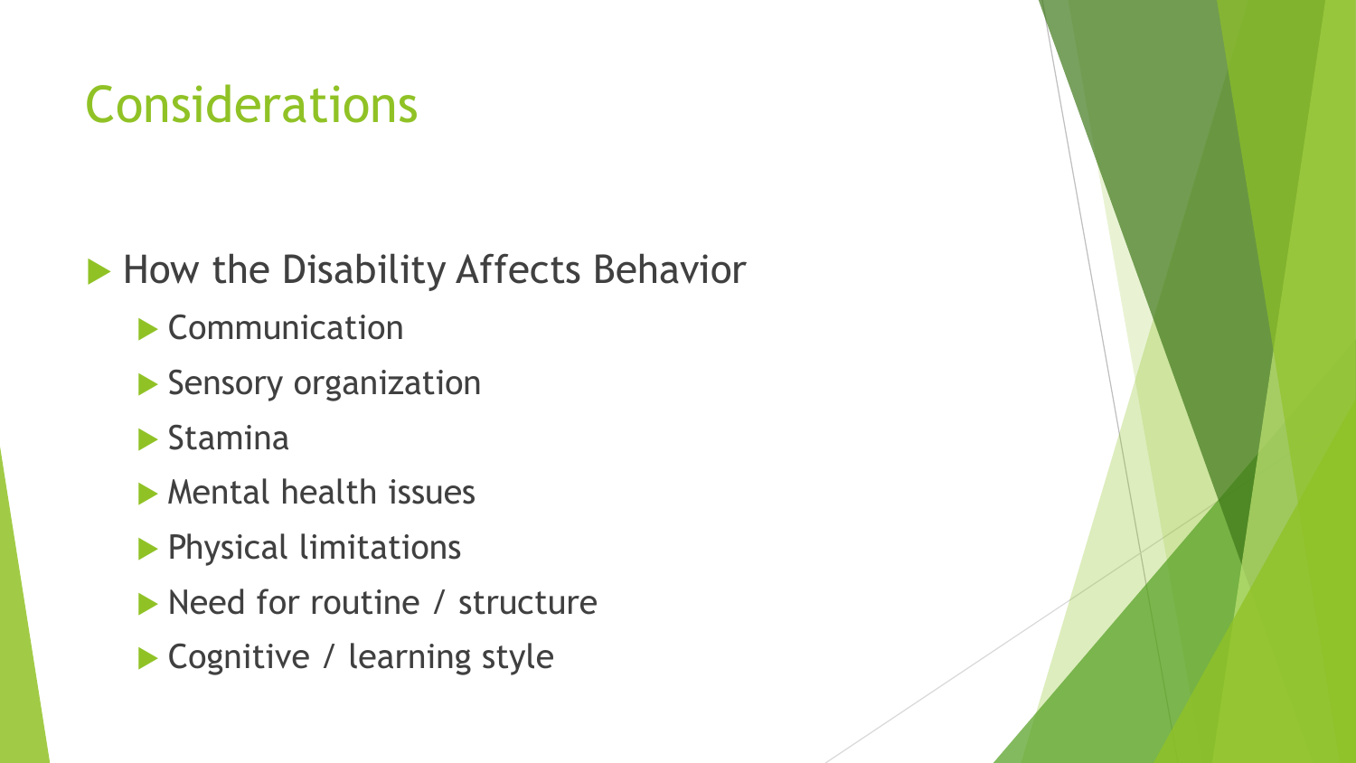# Considerations

- How the Disability Affects Behavior
  - Communication
  - Sensory organization
  - Stamina
  - Mental health issues
  - Physical limitations
  - Need for routine / structure
  - Cognitive / learning style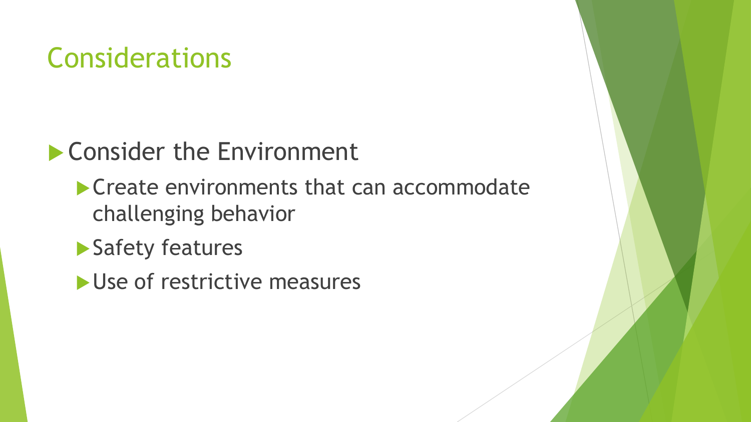# Considerations

- Consider the Environment
  - Create environments that can accommodate challenging behavior
  - Safety features
  - Use of restrictive measures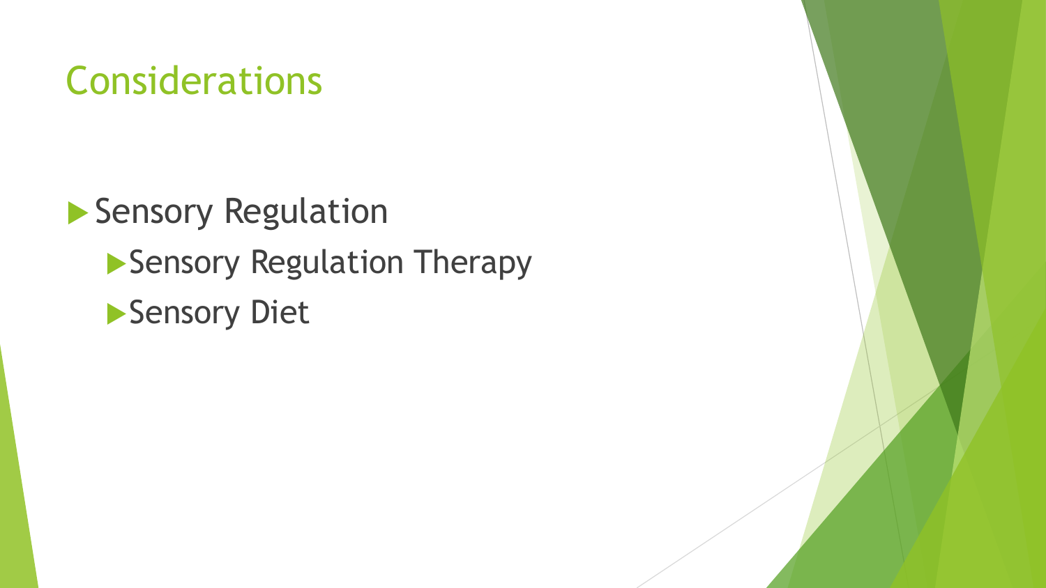# Considerations

- Sensory Regulation
  - Sensory Regulation Therapy
  - Sensory Diet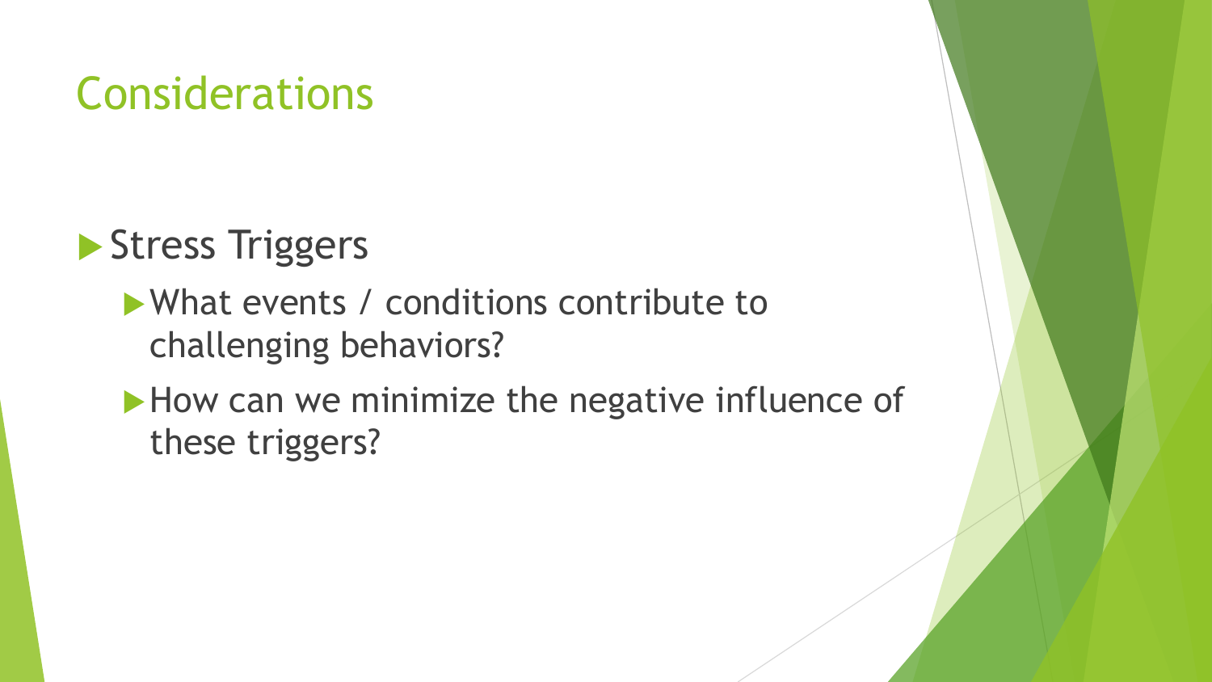# Considerations

- Stress Triggers
  - What events / conditions contribute to challenging behaviors?
  - How can we minimize the negative influence of these triggers?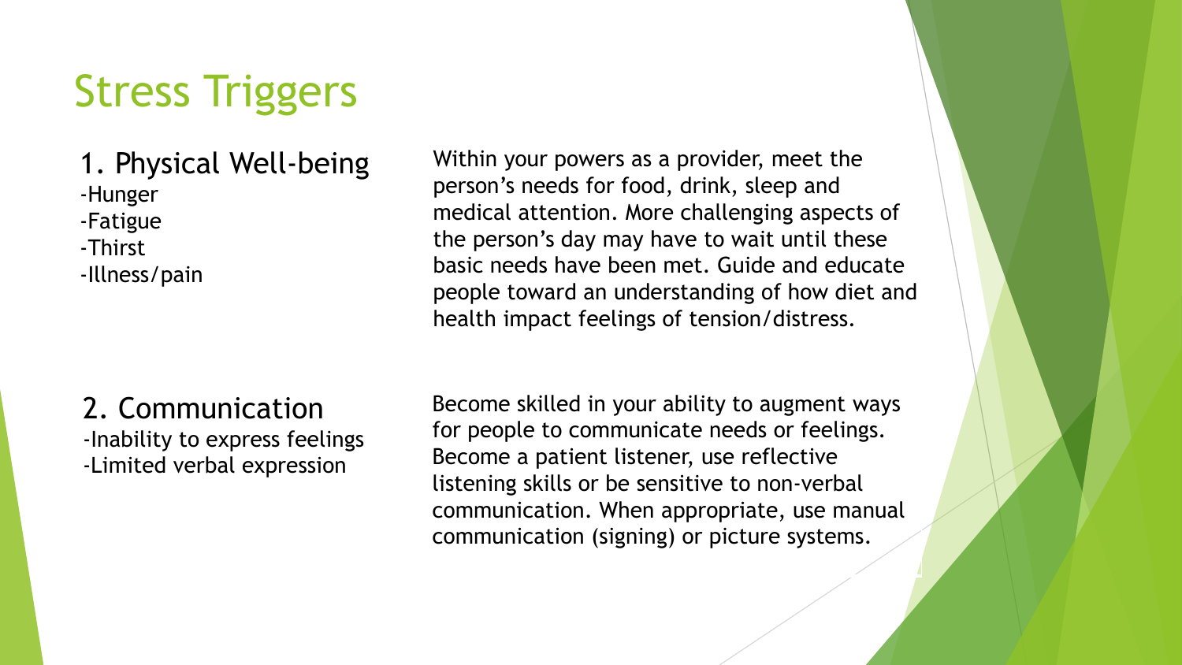# Stress Triggers

## 1. Physical Well-being

- -Hunger
- -Fatigue
- -Thirst
- -Illness/pain

Within your powers as a provider, meet the person's needs for food, drink, sleep and medical attention. More challenging aspects of the person's day may have to wait until these basic needs have been met. Guide and educate people toward an understanding of how diet and health impact feelings of tension/distress.

## 2. Communication

- -Inability to express feelings
- -Limited verbal expression

Become skilled in your ability to augment ways for people to communicate needs or feelings. Become a patient listener, use reflective listening skills or be sensitive to non-verbal communication. When appropriate, use manual communication (signing) or picture systems.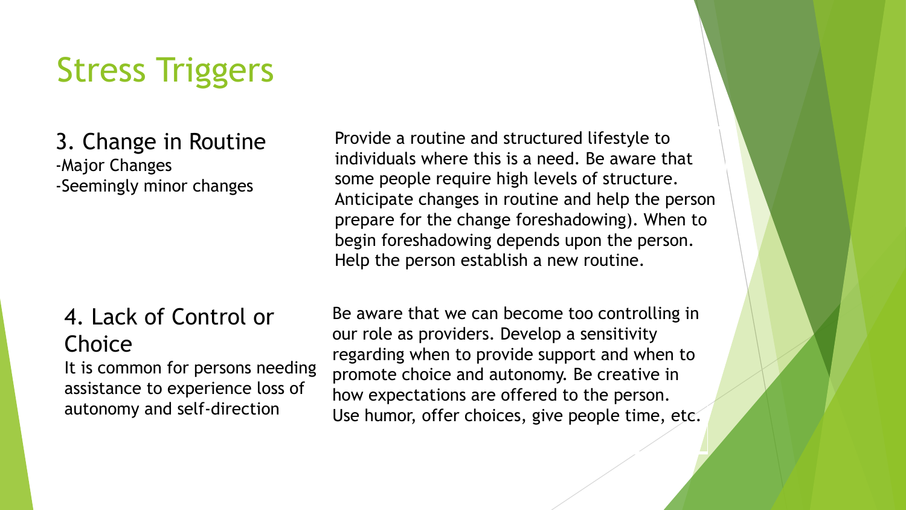# Stress Triggers

### 3. Change in Routine

-Major Changes
-Seemingly minor changes

Provide a routine and structured lifestyle to individuals where this is a need. Be aware that some people require high levels of structure. Anticipate changes in routine and help the person prepare for the change foreshadowing). When to begin foreshadowing depends upon the person. Help the person establish a new routine.

### 4. Lack of Control or Choice

It is common for persons needing assistance to experience loss of autonomy and self-direction

Be aware that we can become too controlling in our role as providers. Develop a sensitivity regarding when to provide support and when to promote choice and autonomy. Be creative in how expectations are offered to the person. Use humor, offer choices, give people time, etc.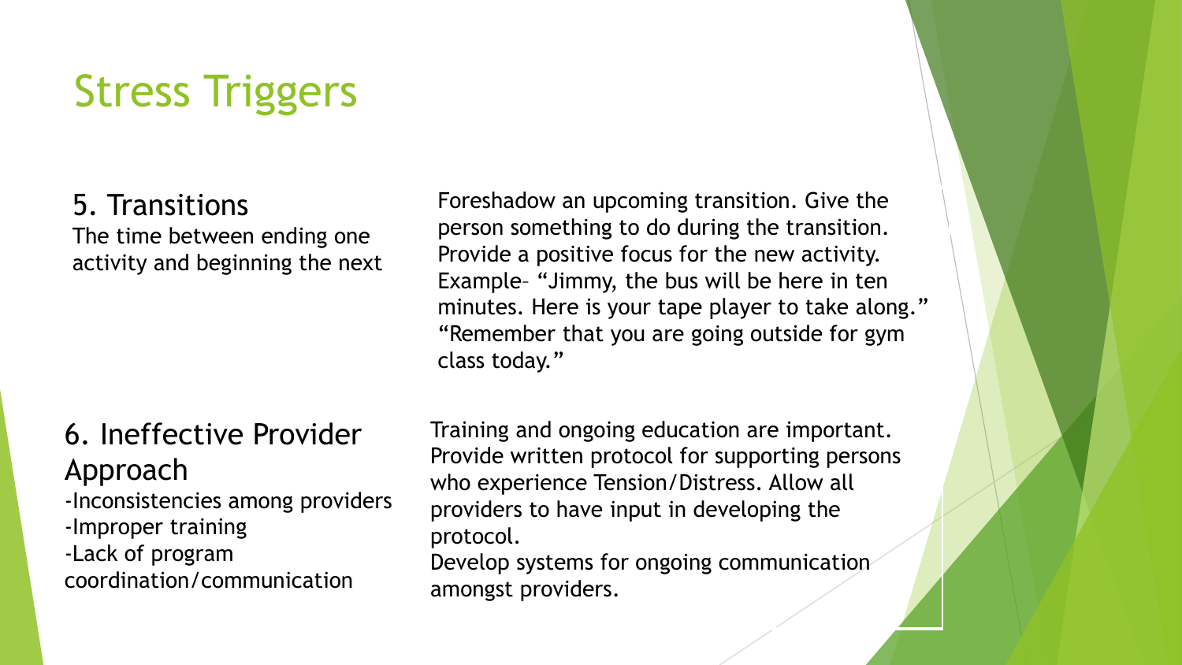# Stress Triggers

## 5. Transitions

The time between ending one activity and beginning the next

Foreshadow an upcoming transition. Give the person something to do during the transition. Provide a positive focus for the new activity. Example– "Jimmy, the bus will be here in ten minutes. Here is your tape player to take along." "Remember that you are going outside for gym class today."

## 6. Ineffective Provider Approach

-Inconsistencies among providers
-Improper training
-Lack of program coordination/communication

Training and ongoing education are important. Provide written protocol for supporting persons who experience Tension/Distress. Allow all providers to have input in developing the protocol.
Develop systems for ongoing communication amongst providers.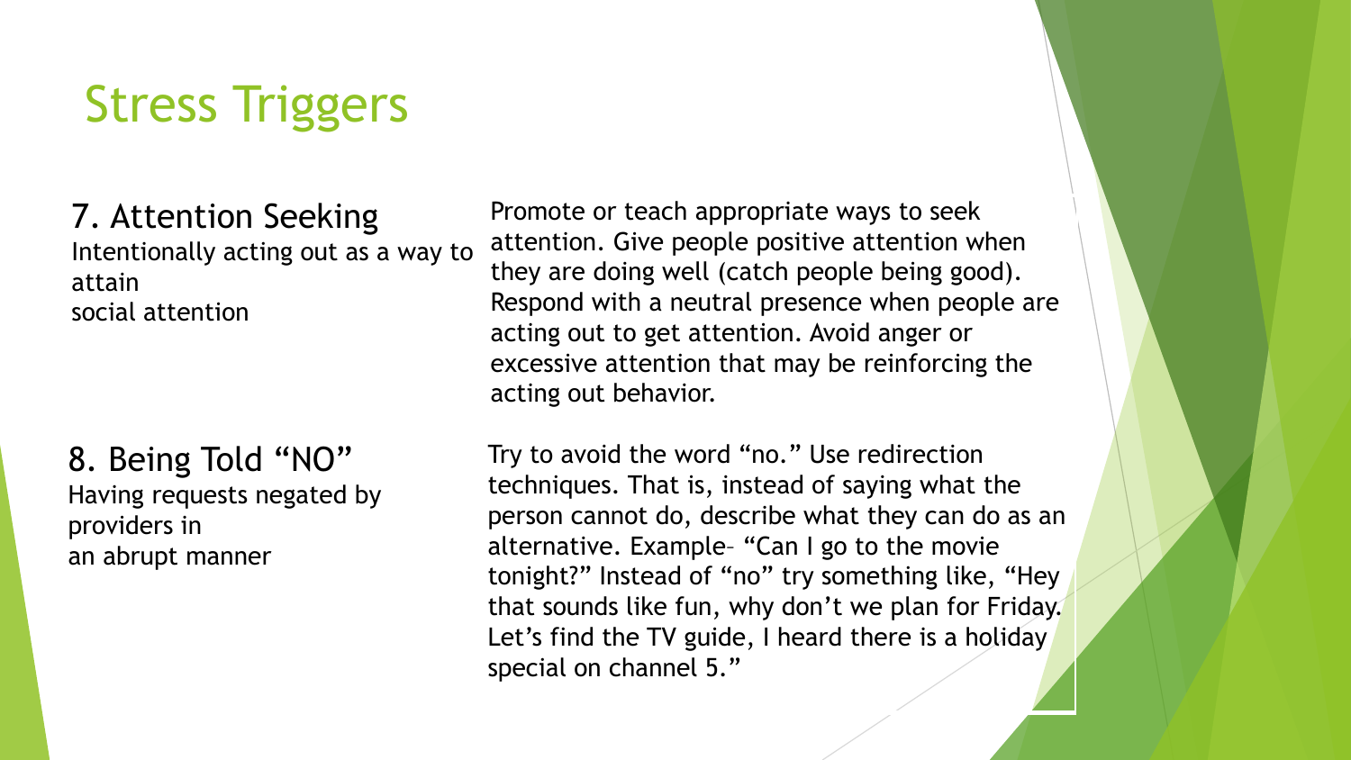# Stress Triggers

### 7. Attention Seeking

Intentionally acting out as a way to attain social attention

Promote or teach appropriate ways to seek attention. Give people positive attention when they are doing well (catch people being good). Respond with a neutral presence when people are acting out to get attention. Avoid anger or excessive attention that may be reinforcing the acting out behavior.

### 8. Being Told "NO"

Having requests negated by providers in an abrupt manner

Try to avoid the word "no." Use redirection techniques. That is, instead of saying what the person cannot do, describe what they can do as an alternative. Example– "Can I go to the movie tonight?" Instead of "no" try something like, "Hey that sounds like fun, why don't we plan for Friday. Let's find the TV guide, I heard there is a holiday special on channel 5."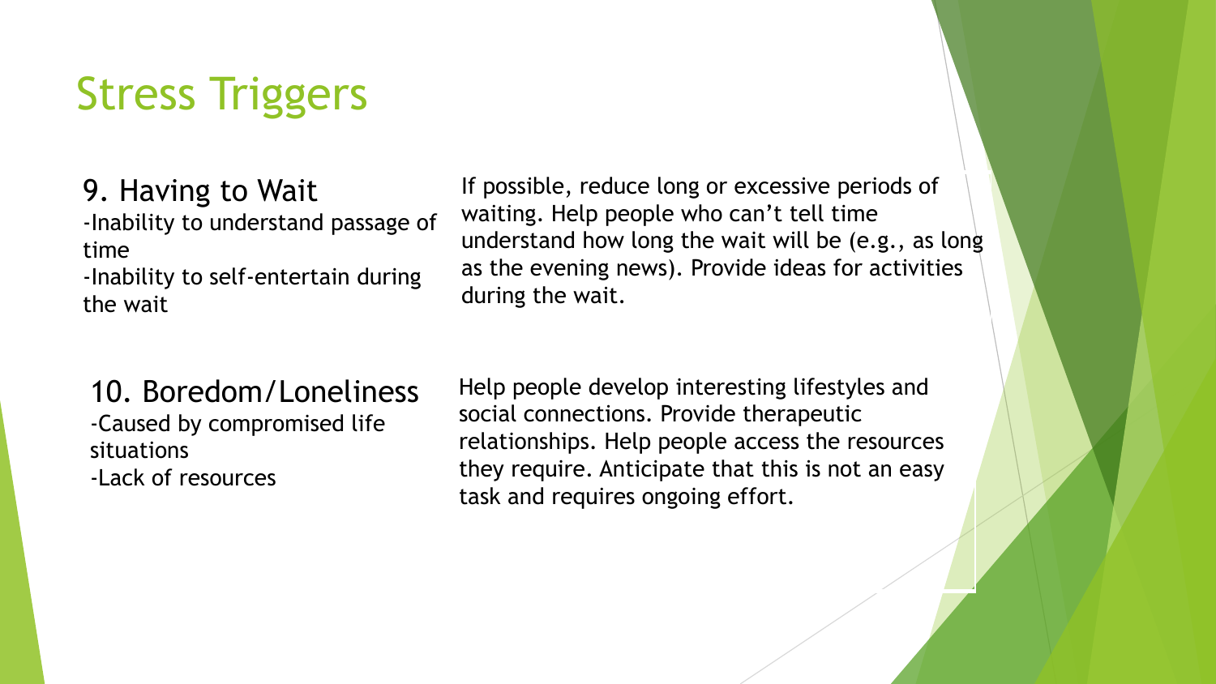# Stress Triggers

## 9. Having to Wait

-Inability to understand passage of time

-Inability to self-entertain during the wait

If possible, reduce long or excessive periods of waiting. Help people who can't tell time understand how long the wait will be (e.g., as long as the evening news). Provide ideas for activities during the wait.

## 10. Boredom/Loneliness

-Caused by compromised life situations

-Lack of resources

Help people develop interesting lifestyles and social connections. Provide therapeutic relationships. Help people access the resources they require. Anticipate that this is not an easy task and requires ongoing effort.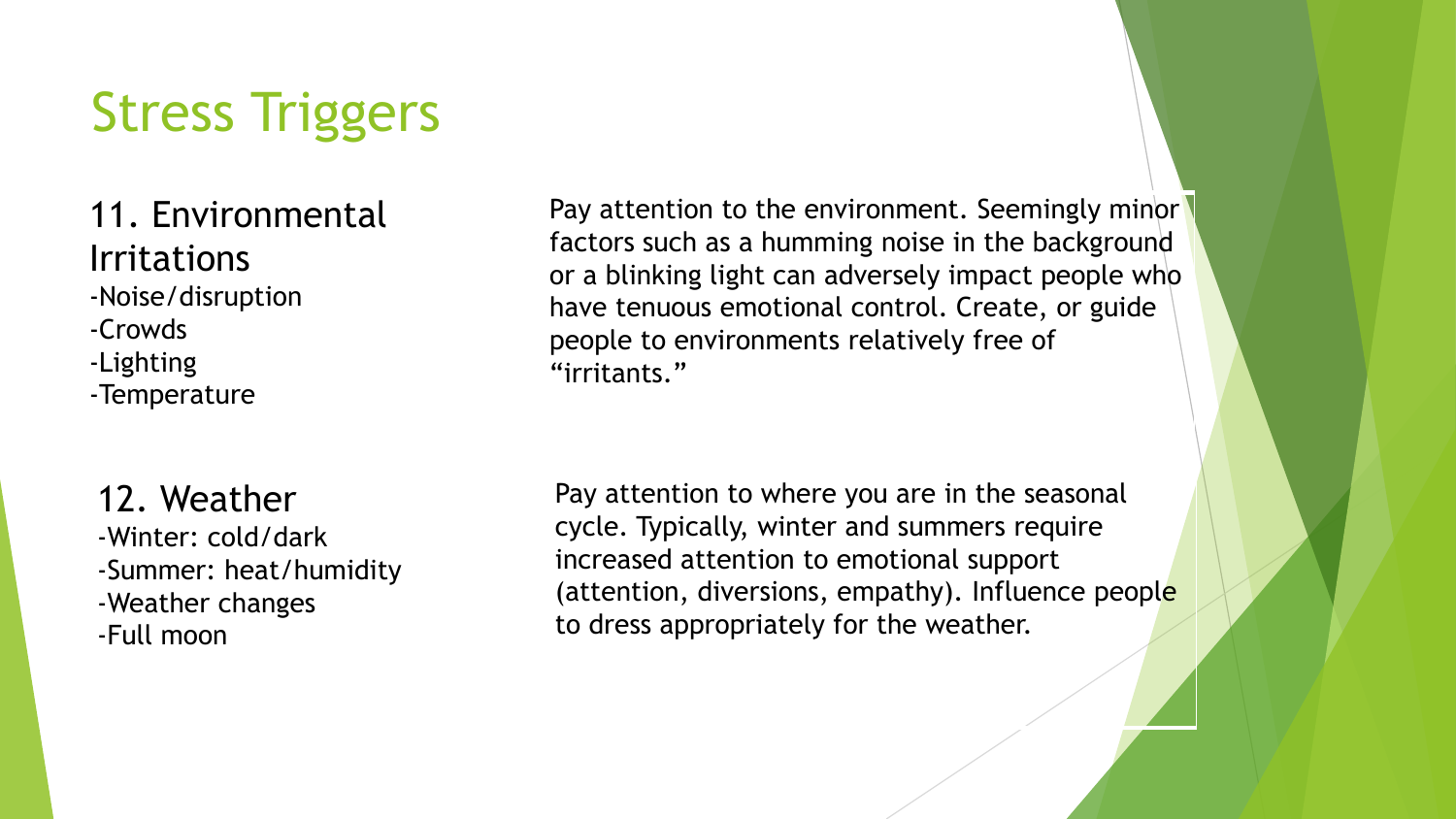# Stress Triggers

## 11. Environmental Irritations

-Noise/disruption
-Crowds
-Lighting
-Temperature

Pay attention to the environment. Seemingly minor factors such as a humming noise in the background or a blinking light can adversely impact people who have tenuous emotional control. Create, or guide people to environments relatively free of "irritants."

## 12. Weather

-Winter: cold/dark
-Summer: heat/humidity
-Weather changes
-Full moon

Pay attention to where you are in the seasonal cycle. Typically, winter and summers require increased attention to emotional support (attention, diversions, empathy). Influence people to dress appropriately for the weather.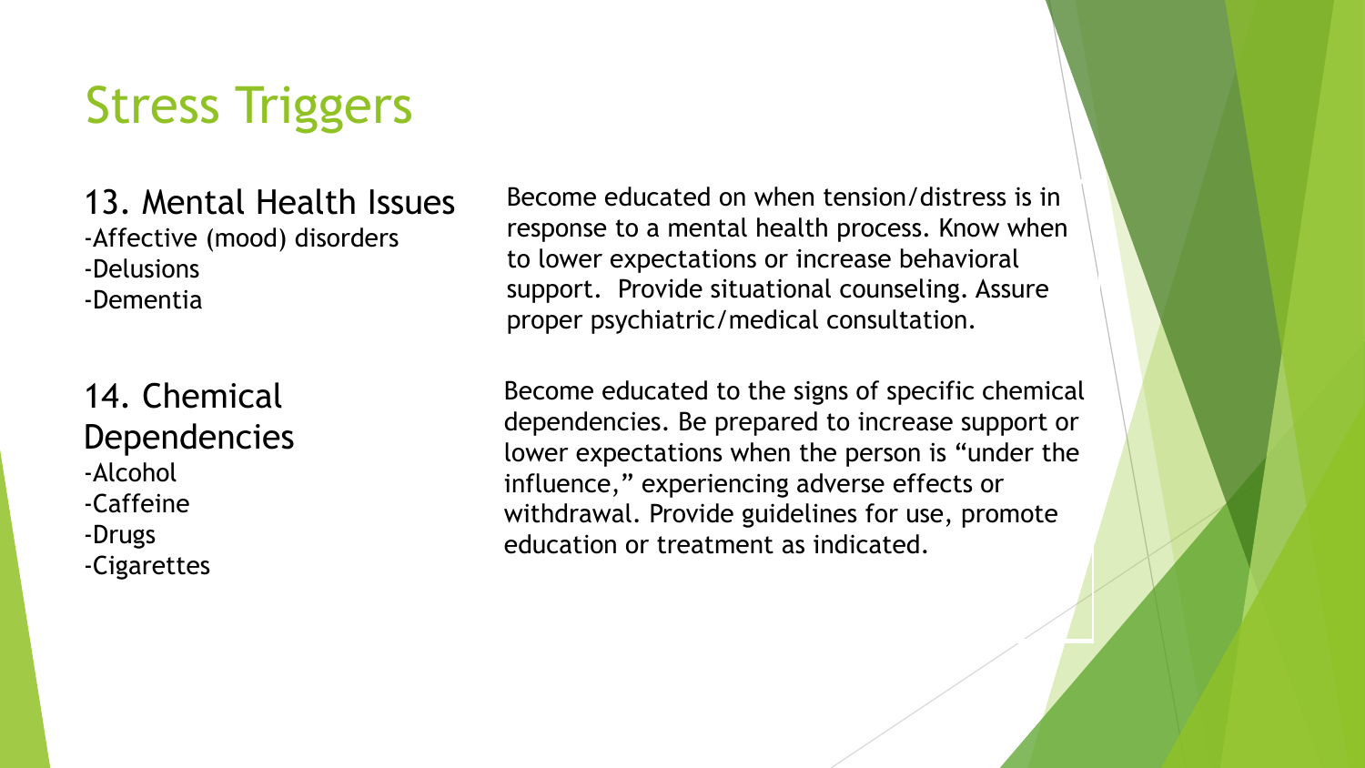# Stress Triggers

## 13. Mental Health Issues

- Affective (mood) disorders
- Delusions
- Dementia

Become educated on when tension/distress is in response to a mental health process. Know when to lower expectations or increase behavioral support. Provide situational counseling. Assure proper psychiatric/medical consultation.

## 14. Chemical Dependencies

- Alcohol
- Caffeine
- Drugs
- Cigarettes

Become educated to the signs of specific chemical dependencies. Be prepared to increase support or lower expectations when the person is "under the influence," experiencing adverse effects or withdrawal. Provide guidelines for use, promote education or treatment as indicated.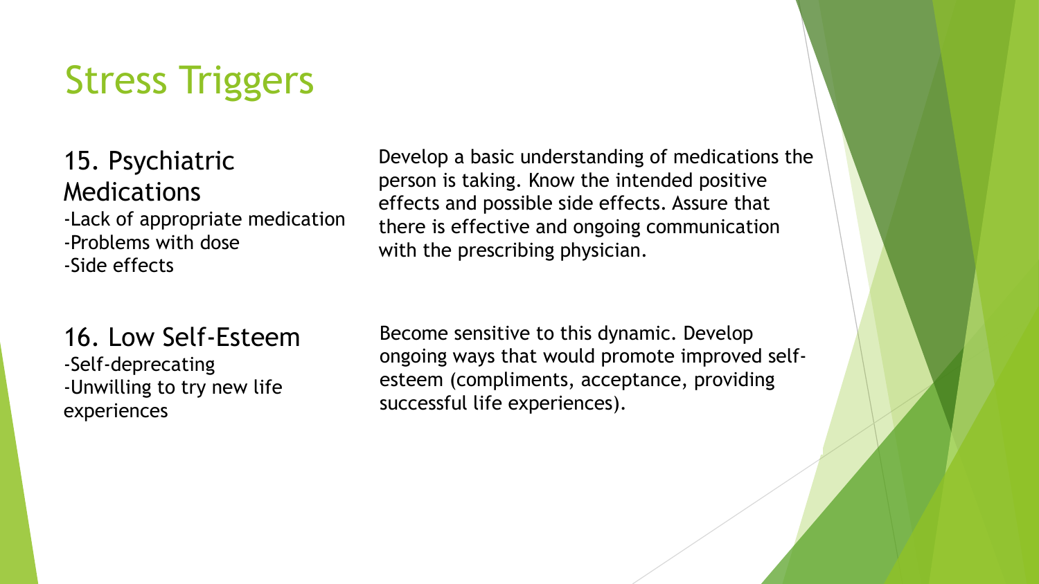# Stress Triggers

## 15. Psychiatric Medications

-Lack of appropriate medication
-Problems with dose
-Side effects

Develop a basic understanding of medications the person is taking. Know the intended positive effects and possible side effects. Assure that there is effective and ongoing communication with the prescribing physician.

## 16. Low Self-Esteem

-Self-deprecating
-Unwilling to try new life experiences

Become sensitive to this dynamic. Develop ongoing ways that would promote improved self-esteem (compliments, acceptance, providing successful life experiences).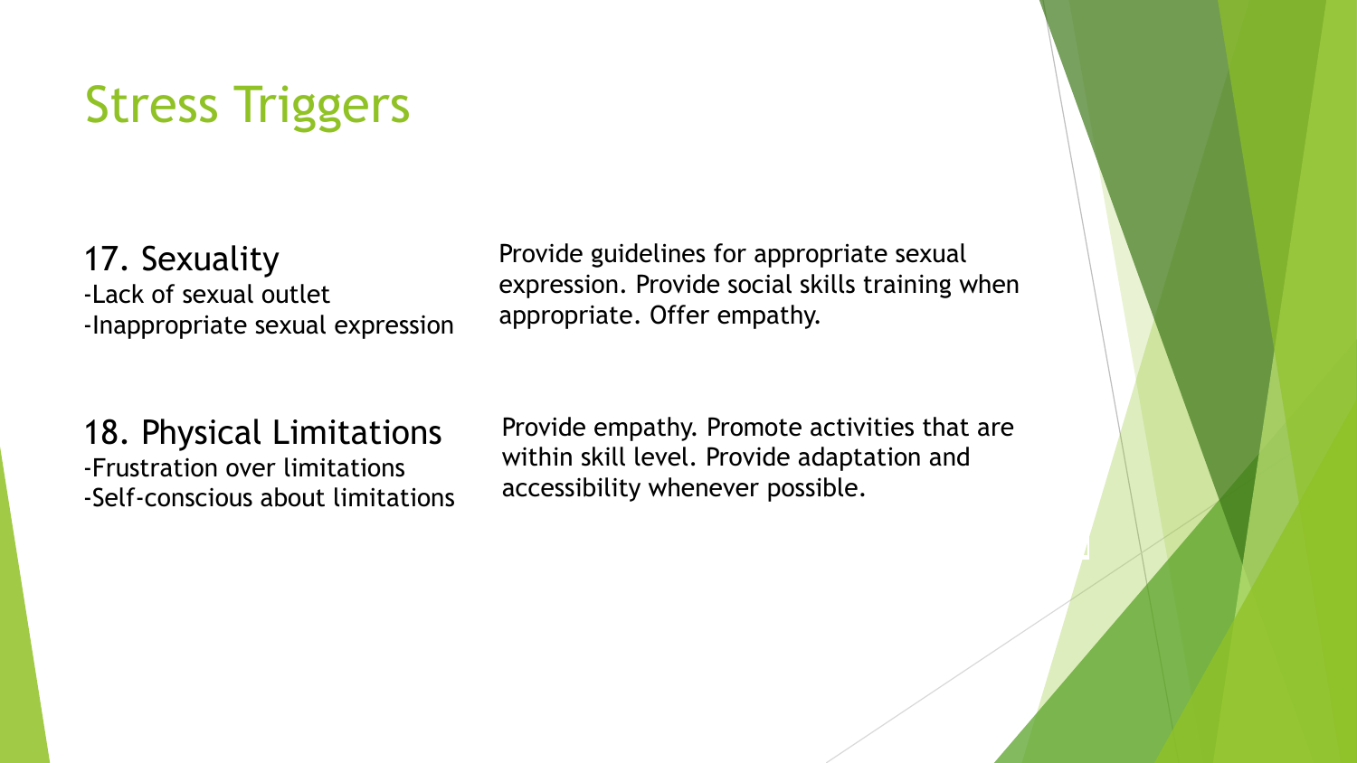# Stress Triggers

| | |
|---|---|
| 17. Sexuality<br>-Lack of sexual outlet<br>-Inappropriate sexual expression | Provide guidelines for appropriate sexual expression. Provide social skills training when appropriate. Offer empathy. |
| 18. Physical Limitations<br>-Frustration over limitations<br>-Self-conscious about limitations | Provide empathy. Promote activities that are within skill level. Provide adaptation and accessibility whenever possible. |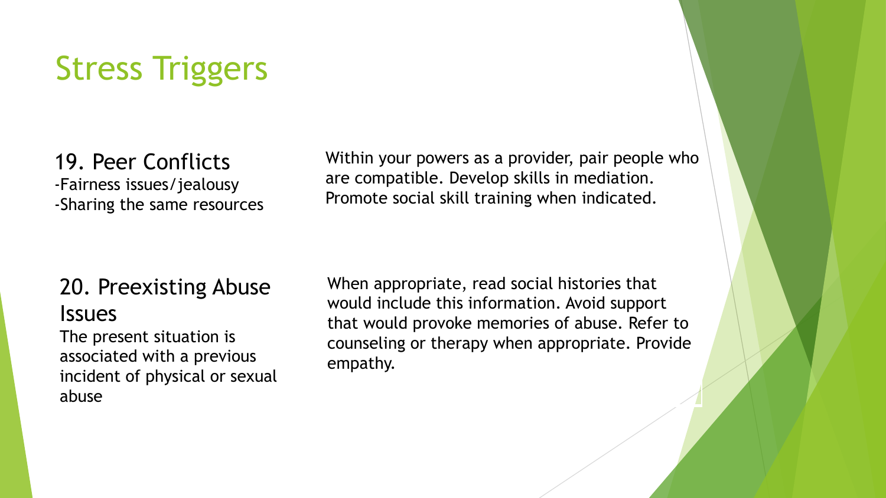# Stress Triggers

## 19. Peer Conflicts

-Fairness issues/jealousy
-Sharing the same resources

Within your powers as a provider, pair people who are compatible. Develop skills in mediation. Promote social skill training when indicated.

## 20. Preexisting Abuse Issues

The present situation is associated with a previous incident of physical or sexual abuse

When appropriate, read social histories that would include this information. Avoid support that would provoke memories of abuse. Refer to counseling or therapy when appropriate. Provide empathy.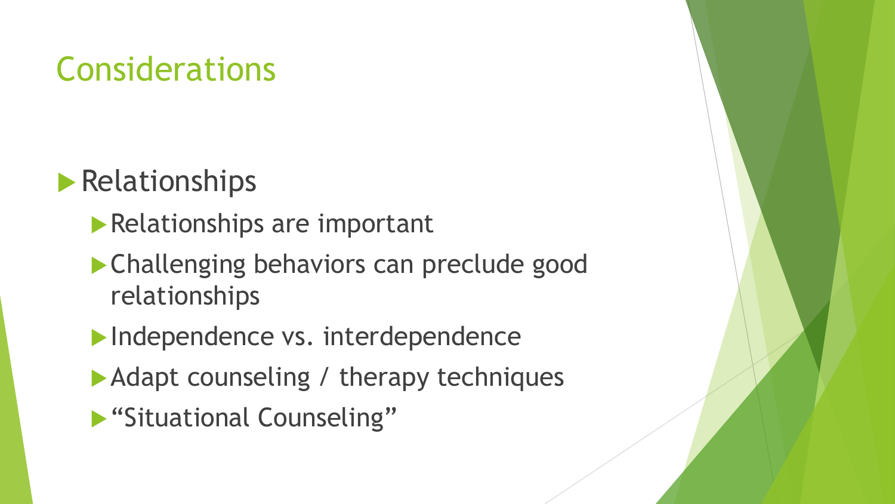# Considerations

- Relationships
  - Relationships are important
  - Challenging behaviors can preclude good relationships
  - Independence vs. interdependence
  - Adapt counseling / therapy techniques
  - “Situational Counseling”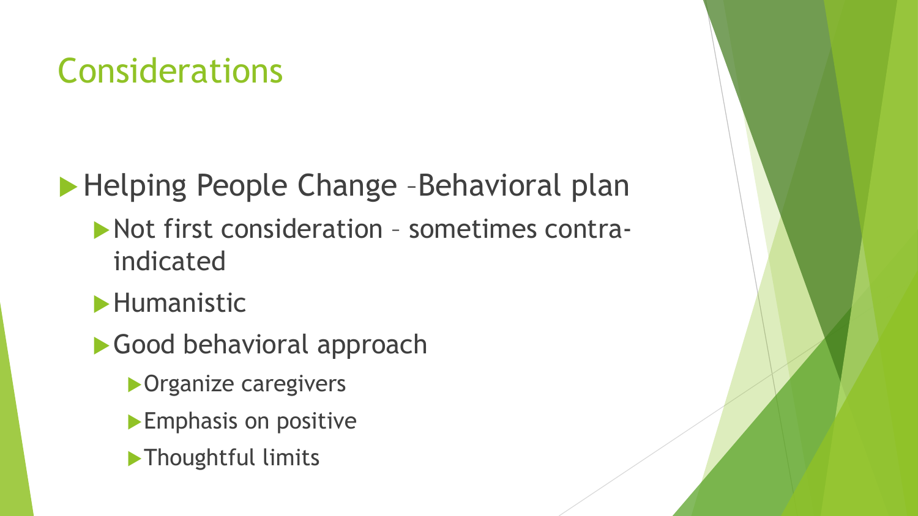# Considerations

- Helping People Change –Behavioral plan
  - Not first consideration – sometimes contra-indicated
  - Humanistic
  - Good behavioral approach
    - Organize caregivers
    - Emphasis on positive
    - Thoughtful limits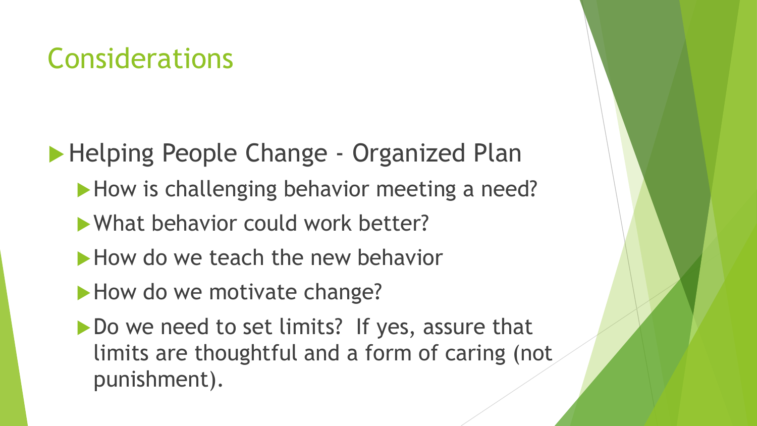# Considerations

- Helping People Change - Organized Plan
  - How is challenging behavior meeting a need?
  - What behavior could work better?
  - How do we teach the new behavior
  - How do we motivate change?
  - Do we need to set limits? If yes, assure that limits are thoughtful and a form of caring (not punishment).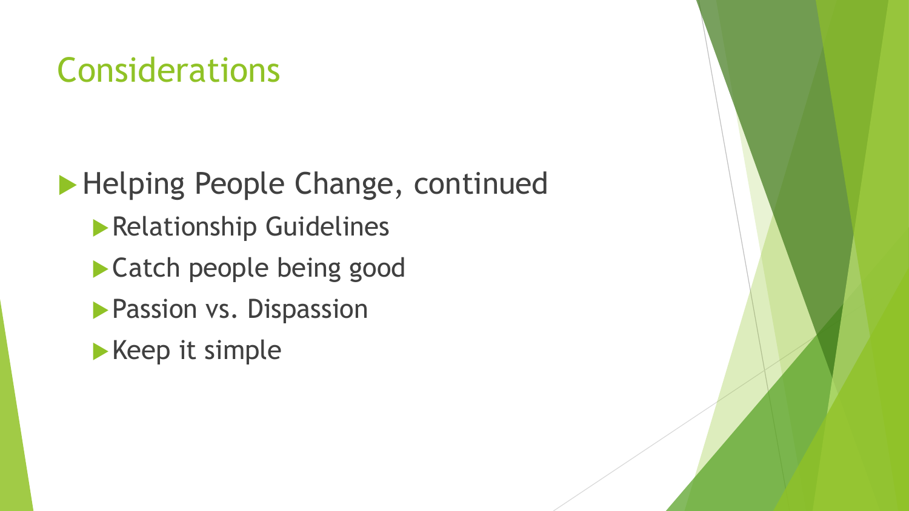# Considerations

- Helping People Change, continued
  - Relationship Guidelines
  - Catch people being good
  - Passion vs. Dispassion
  - Keep it simple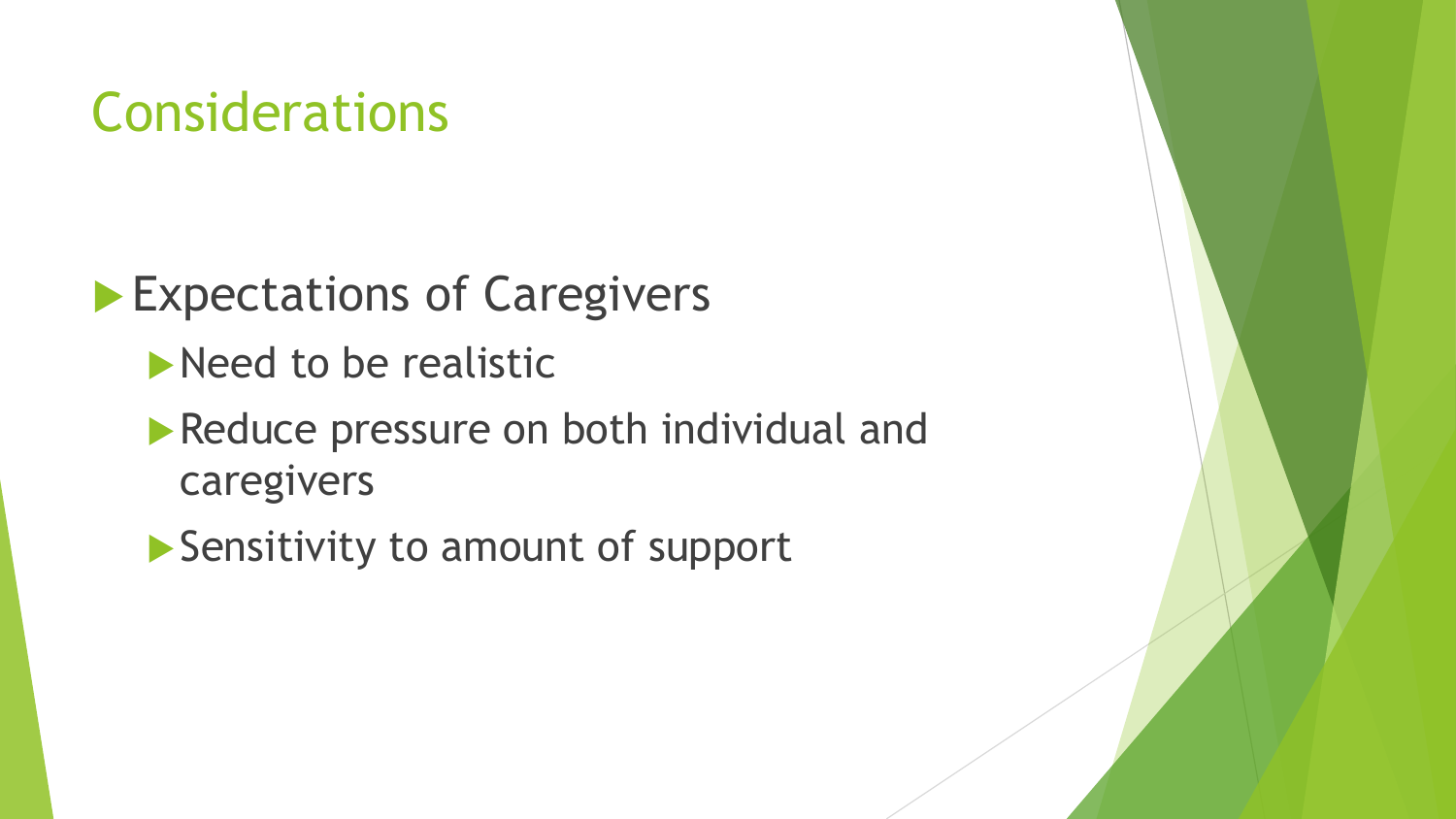# Considerations

- Expectations of Caregivers
  - Need to be realistic
  - Reduce pressure on both individual and caregivers
  - Sensitivity to amount of support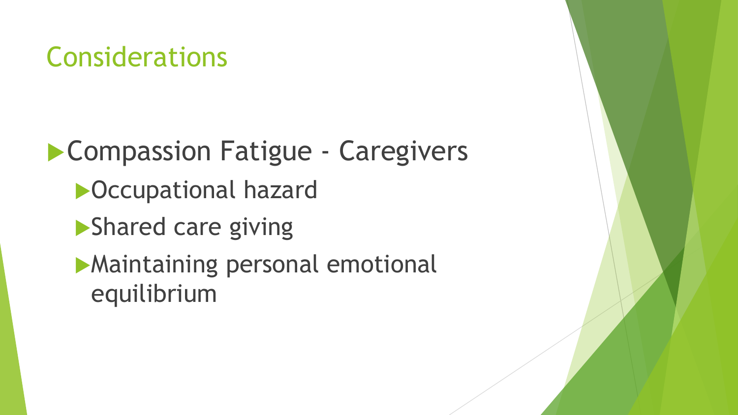# Considerations

- Compassion Fatigue - Caregivers
  - Occupational hazard
  - Shared care giving
  - Maintaining personal emotional equilibrium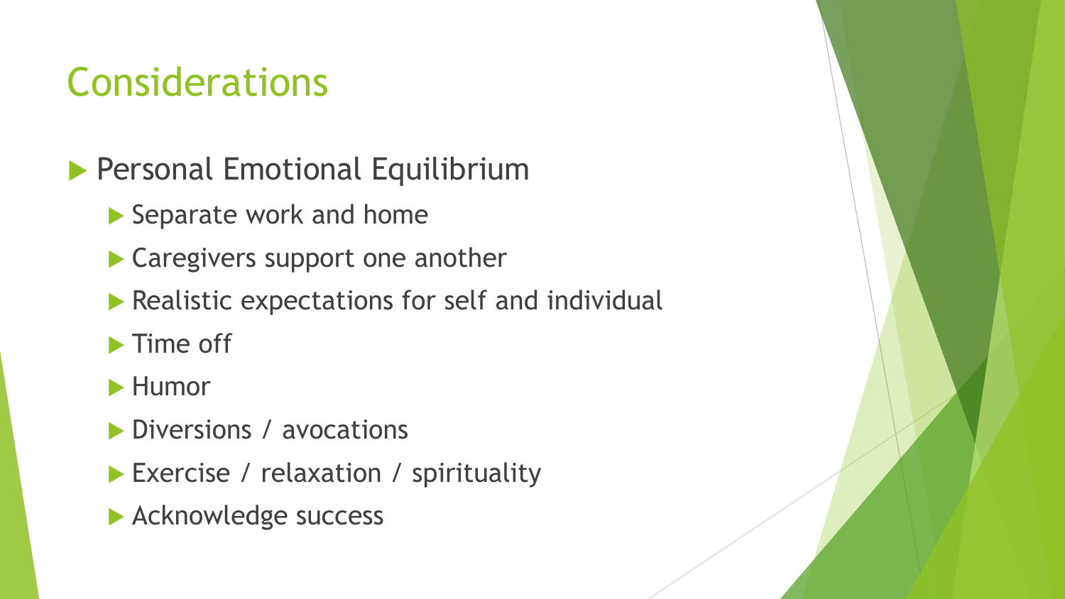# Considerations

- Personal Emotional Equilibrium
  - Separate work and home
  - Caregivers support one another
  - Realistic expectations for self and individual
  - Time off
  - Humor
  - Diversions / avocations
  - Exercise / relaxation / spirituality
  - Acknowledge success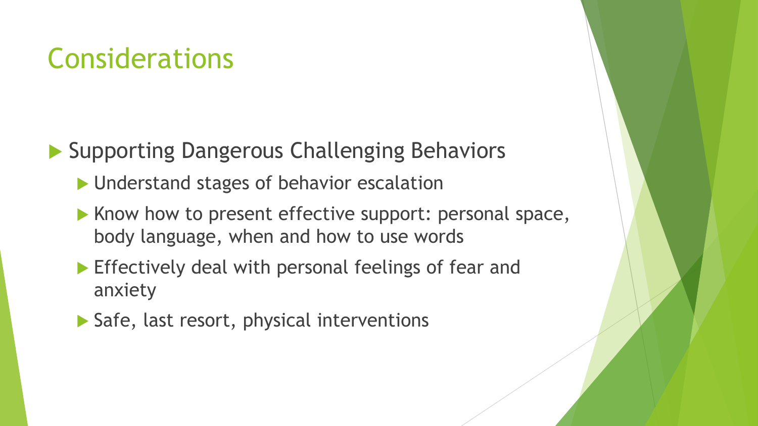# Considerations

- Supporting Dangerous Challenging Behaviors
  - Understand stages of behavior escalation
  - Know how to present effective support: personal space, body language, when and how to use words
  - Effectively deal with personal feelings of fear and anxiety
  - Safe, last resort, physical interventions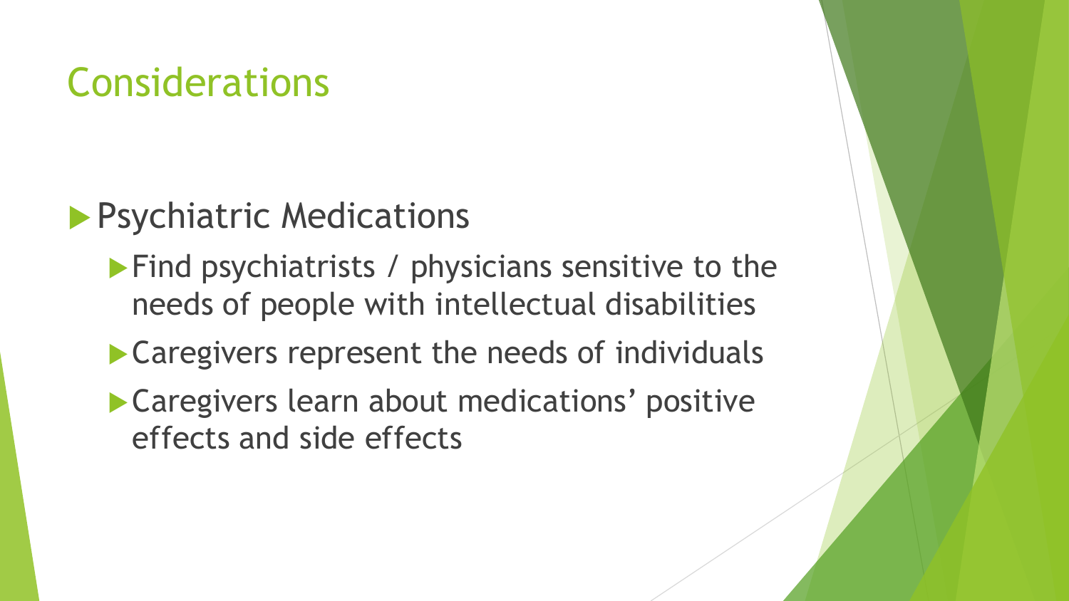# Considerations

- Psychiatric Medications
  - Find psychiatrists / physicians sensitive to the needs of people with intellectual disabilities
  - Caregivers represent the needs of individuals
  - Caregivers learn about medications' positive effects and side effects